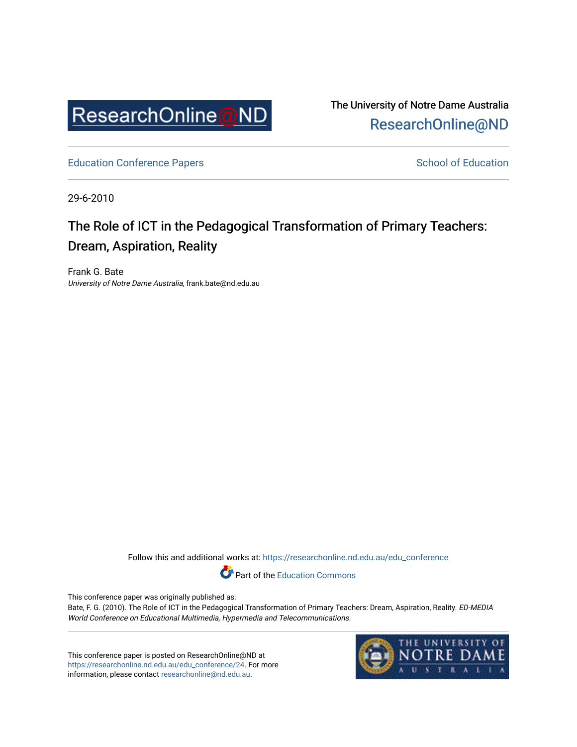ResearchOnline@ND

The University of Notre Dame Australia
ResearchOnline@ND

Education Conference Papers

School of Education

29-6-2010

# The Role of ICT in the Pedagogical Transformation of Primary Teachers: Dream, Aspiration, Reality

Frank G. Bate
*University of Notre Dame Australia*, frank.bate@nd.edu.au

Follow this and additional works at: https://researchonline.nd.edu.au/edu_conference

Part of the Education Commons

This conference paper was originally published as:
Bate, F. G. (2010). The Role of ICT in the Pedagogical Transformation of Primary Teachers: Dream, Aspiration, Reality. *ED-MEDIA World Conference on Educational Multimedia, Hypermedia and Telecommunications*.

This conference paper is posted on ResearchOnline@ND at https://researchonline.nd.edu.au/edu_conference/24. For more information, please contact researchonline@nd.edu.au.

THE UNIVERSITY OF NOTRE DAME AUSTRALIA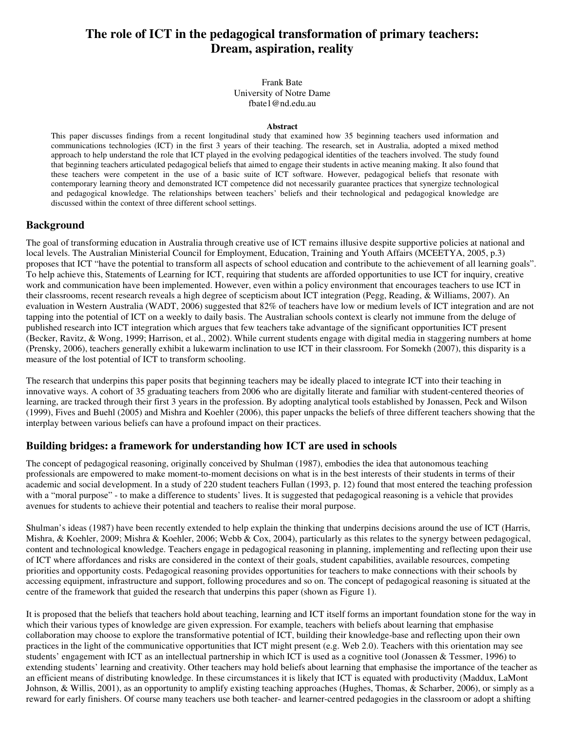# The role of ICT in the pedagogical transformation of primary teachers: Dream, aspiration, reality

Frank Bate
University of Notre Dame
fbate1@nd.edu.au

**Abstract**

This paper discusses findings from a recent longitudinal study that examined how 35 beginning teachers used information and communications technologies (ICT) in the first 3 years of their teaching. The research, set in Australia, adopted a mixed method approach to help understand the role that ICT played in the evolving pedagogical identities of the teachers involved. The study found that beginning teachers articulated pedagogical beliefs that aimed to engage their students in active meaning making. It also found that these teachers were competent in the use of a basic suite of ICT software. However, pedagogical beliefs that resonate with contemporary learning theory and demonstrated ICT competence did not necessarily guarantee practices that synergize technological and pedagogical knowledge. The relationships between teachers' beliefs and their technological and pedagogical knowledge are discussed within the context of three different school settings.

## Background

The goal of transforming education in Australia through creative use of ICT remains illusive despite supportive policies at national and local levels. The Australian Ministerial Council for Employment, Education, Training and Youth Affairs (MCEETYA, 2005, p.3) proposes that ICT "have the potential to transform all aspects of school education and contribute to the achievement of all learning goals". To help achieve this, Statements of Learning for ICT, requiring that students are afforded opportunities to use ICT for inquiry, creative work and communication have been implemented. However, even within a policy environment that encourages teachers to use ICT in their classrooms, recent research reveals a high degree of scepticism about ICT integration (Pegg, Reading, & Williams, 2007). An evaluation in Western Australia (WADT, 2006) suggested that 82% of teachers have low or medium levels of ICT integration and are not tapping into the potential of ICT on a weekly to daily basis. The Australian schools context is clearly not immune from the deluge of published research into ICT integration which argues that few teachers take advantage of the significant opportunities ICT present (Becker, Ravitz, & Wong, 1999; Harrison, et al., 2002). While current students engage with digital media in staggering numbers at home (Prensky, 2006), teachers generally exhibit a lukewarm inclination to use ICT in their classroom. For Somekh (2007), this disparity is a measure of the lost potential of ICT to transform schooling.

The research that underpins this paper posits that beginning teachers may be ideally placed to integrate ICT into their teaching in innovative ways. A cohort of 35 graduating teachers from 2006 who are digitally literate and familiar with student-centered theories of learning, are tracked through their first 3 years in the profession. By adopting analytical tools established by Jonassen, Peck and Wilson (1999), Fives and Buehl (2005) and Mishra and Koehler (2006), this paper unpacks the beliefs of three different teachers showing that the interplay between various beliefs can have a profound impact on their practices.

## Building bridges: a framework for understanding how ICT are used in schools

The concept of pedagogical reasoning, originally conceived by Shulman (1987), embodies the idea that autonomous teaching professionals are empowered to make moment-to-moment decisions on what is in the best interests of their students in terms of their academic and social development. In a study of 220 student teachers Fullan (1993, p. 12) found that most entered the teaching profession with a "moral purpose" - to make a difference to students' lives. It is suggested that pedagogical reasoning is a vehicle that provides avenues for students to achieve their potential and teachers to realise their moral purpose.

Shulman's ideas (1987) have been recently extended to help explain the thinking that underpins decisions around the use of ICT (Harris, Mishra, & Koehler, 2009; Mishra & Koehler, 2006; Webb & Cox, 2004), particularly as this relates to the synergy between pedagogical, content and technological knowledge. Teachers engage in pedagogical reasoning in planning, implementing and reflecting upon their use of ICT where affordances and risks are considered in the context of their goals, student capabilities, available resources, competing priorities and opportunity costs. Pedagogical reasoning provides opportunities for teachers to make connections with their schools by accessing equipment, infrastructure and support, following procedures and so on. The concept of pedagogical reasoning is situated at the centre of the framework that guided the research that underpins this paper (shown as Figure 1).

It is proposed that the beliefs that teachers hold about teaching, learning and ICT itself forms an important foundation stone for the way in which their various types of knowledge are given expression. For example, teachers with beliefs about learning that emphasise collaboration may choose to explore the transformative potential of ICT, building their knowledge-base and reflecting upon their own practices in the light of the communicative opportunities that ICT might present (e.g. Web 2.0). Teachers with this orientation may see students' engagement with ICT as an intellectual partnership in which ICT is used as a cognitive tool (Jonassen & Tessmer, 1996) to extending students' learning and creativity. Other teachers may hold beliefs about learning that emphasise the importance of the teacher as an efficient means of distributing knowledge. In these circumstances it is likely that ICT is equated with productivity (Maddux, LaMont Johnson, & Willis, 2001), as an opportunity to amplify existing teaching approaches (Hughes, Thomas, & Scharber, 2006), or simply as a reward for early finishers. Of course many teachers use both teacher- and learner-centred pedagogies in the classroom or adopt a shifting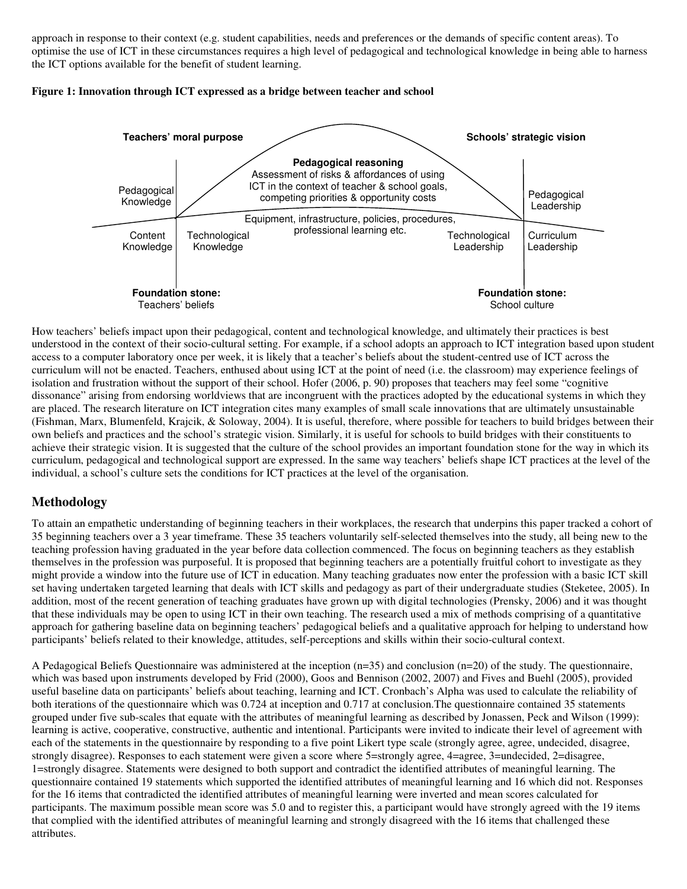approach in response to their context (e.g. student capabilities, needs and preferences or the demands of specific content areas). To optimise the use of ICT in these circumstances requires a high level of pedagogical and technological knowledge in being able to harness the ICT options available for the benefit of student learning.

**Figure 1: Innovation through ICT expressed as a bridge between teacher and school**

**Teachers' moral purpose**

**Schools' strategic vision**

**Pedagogical reasoning**
Assessment of risks & affordances of using ICT in the context of teacher & school goals, competing priorities & opportunity costs

Equipment, infrastructure, policies, procedures, professional learning etc.

Pedagogical Knowledge

Content Knowledge

Technological Knowledge

Technological Leadership

Pedagogical Leadership

Curriculum Leadership

**Foundation stone:** Teachers' beliefs

**Foundation stone:** School culture

How teachers' beliefs impact upon their pedagogical, content and technological knowledge, and ultimately their practices is best understood in the context of their socio-cultural setting. For example, if a school adopts an approach to ICT integration based upon student access to a computer laboratory once per week, it is likely that a teacher's beliefs about the student-centred use of ICT across the curriculum will not be enacted. Teachers, enthused about using ICT at the point of need (i.e. the classroom) may experience feelings of isolation and frustration without the support of their school. Hofer (2006, p. 90) proposes that teachers may feel some "cognitive dissonance" arising from endorsing worldviews that are incongruent with the practices adopted by the educational systems in which they are placed. The research literature on ICT integration cites many examples of small scale innovations that are ultimately unsustainable (Fishman, Marx, Blumenfeld, Krajcik, & Soloway, 2004). It is useful, therefore, where possible for teachers to build bridges between their own beliefs and practices and the school's strategic vision. Similarly, it is useful for schools to build bridges with their constituents to achieve their strategic vision. It is suggested that the culture of the school provides an important foundation stone for the way in which its curriculum, pedagogical and technological support are expressed. In the same way teachers' beliefs shape ICT practices at the level of the individual, a school's culture sets the conditions for ICT practices at the level of the organisation.

## Methodology

To attain an empathetic understanding of beginning teachers in their workplaces, the research that underpins this paper tracked a cohort of 35 beginning teachers over a 3 year timeframe. These 35 teachers voluntarily self-selected themselves into the study, all being new to the teaching profession having graduated in the year before data collection commenced. The focus on beginning teachers as they establish themselves in the profession was purposeful. It is proposed that beginning teachers are a potentially fruitful cohort to investigate as they might provide a window into the future use of ICT in education. Many teaching graduates now enter the profession with a basic ICT skill set having undertaken targeted learning that deals with ICT skills and pedagogy as part of their undergraduate studies (Steketee, 2005). In addition, most of the recent generation of teaching graduates have grown up with digital technologies (Prensky, 2006) and it was thought that these individuals may be open to using ICT in their own teaching. The research used a mix of methods comprising of a quantitative approach for gathering baseline data on beginning teachers' pedagogical beliefs and a qualitative approach for helping to understand how participants' beliefs related to their knowledge, attitudes, self-perceptions and skills within their socio-cultural context.

A Pedagogical Beliefs Questionnaire was administered at the inception (n=35) and conclusion (n=20) of the study. The questionnaire, which was based upon instruments developed by Frid (2000), Goos and Bennison (2002, 2007) and Fives and Buehl (2005), provided useful baseline data on participants' beliefs about teaching, learning and ICT. Cronbach's Alpha was used to calculate the reliability of both iterations of the questionnaire which was 0.724 at inception and 0.717 at conclusion.The questionnaire contained 35 statements grouped under five sub-scales that equate with the attributes of meaningful learning as described by Jonassen, Peck and Wilson (1999): learning is active, cooperative, constructive, authentic and intentional. Participants were invited to indicate their level of agreement with each of the statements in the questionnaire by responding to a five point Likert type scale (strongly agree, agree, undecided, disagree, strongly disagree). Responses to each statement were given a score where 5=strongly agree, 4=agree, 3=undecided, 2=disagree, 1=strongly disagree. Statements were designed to both support and contradict the identified attributes of meaningful learning. The questionnaire contained 19 statements which supported the identified attributes of meaningful learning and 16 which did not. Responses for the 16 items that contradicted the identified attributes of meaningful learning were inverted and mean scores calculated for participants. The maximum possible mean score was 5.0 and to register this, a participant would have strongly agreed with the 19 items that complied with the identified attributes of meaningful learning and strongly disagreed with the 16 items that challenged these attributes.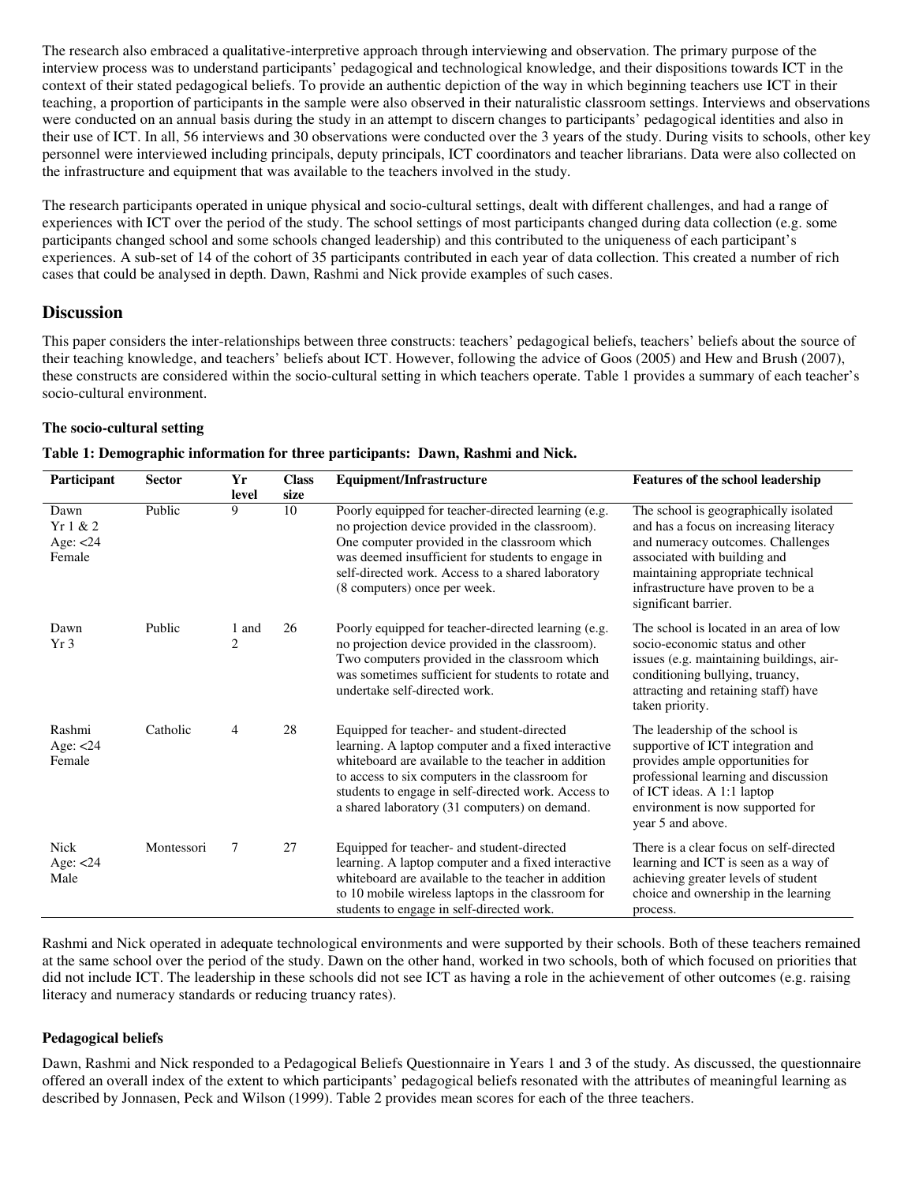The research also embraced a qualitative-interpretive approach through interviewing and observation. The primary purpose of the interview process was to understand participants' pedagogical and technological knowledge, and their dispositions towards ICT in the context of their stated pedagogical beliefs. To provide an authentic depiction of the way in which beginning teachers use ICT in their teaching, a proportion of participants in the sample were also observed in their naturalistic classroom settings. Interviews and observations were conducted on an annual basis during the study in an attempt to discern changes to participants' pedagogical identities and also in their use of ICT. In all, 56 interviews and 30 observations were conducted over the 3 years of the study. During visits to schools, other key personnel were interviewed including principals, deputy principals, ICT coordinators and teacher librarians. Data were also collected on the infrastructure and equipment that was available to the teachers involved in the study.

The research participants operated in unique physical and socio-cultural settings, dealt with different challenges, and had a range of experiences with ICT over the period of the study. The school settings of most participants changed during data collection (e.g. some participants changed school and some schools changed leadership) and this contributed to the uniqueness of each participant's experiences. A sub-set of 14 of the cohort of 35 participants contributed in each year of data collection. This created a number of rich cases that could be analysed in depth. Dawn, Rashmi and Nick provide examples of such cases.

## Discussion

This paper considers the inter-relationships between three constructs: teachers' pedagogical beliefs, teachers' beliefs about the source of their teaching knowledge, and teachers' beliefs about ICT. However, following the advice of Goos (2005) and Hew and Brush (2007), these constructs are considered within the socio-cultural setting in which teachers operate. Table 1 provides a summary of each teacher's socio-cultural environment.

### The socio-cultural setting

**Table 1: Demographic information for three participants: Dawn, Rashmi and Nick.**

| Participant | Sector | Yr level | Class size | Equipment/Infrastructure | Features of the school leadership |
|---|---|---|---|---|---|
| Dawn Yr 1 & 2 Age: <24 Female | Public | 9 | 10 | Poorly equipped for teacher-directed learning (e.g. no projection device provided in the classroom). One computer provided in the classroom which was deemed insufficient for students to engage in self-directed work. Access to a shared laboratory (8 computers) once per week. | The school is geographically isolated and has a focus on increasing literacy and numeracy outcomes. Challenges associated with building and maintaining appropriate technical infrastructure have proven to be a significant barrier. |
| Dawn Yr 3 | Public | 1 and 2 | 26 | Poorly equipped for teacher-directed learning (e.g. no projection device provided in the classroom). Two computers provided in the classroom which was sometimes sufficient for students to rotate and undertake self-directed work. | The school is located in an area of low socio-economic status and other issues (e.g. maintaining buildings, air-conditioning bullying, truancy, attracting and retaining staff) have taken priority. |
| Rashmi Age: <24 Female | Catholic | 4 | 28 | Equipped for teacher- and student-directed learning. A laptop computer and a fixed interactive whiteboard are available to the teacher in addition to access to six computers in the classroom for students to engage in self-directed work. Access to a shared laboratory (31 computers) on demand. | The leadership of the school is supportive of ICT integration and provides ample opportunities for professional learning and discussion of ICT ideas. A 1:1 laptop environment is now supported for year 5 and above. |
| Nick Age: <24 Male | Montessori | 7 | 27 | Equipped for teacher- and student-directed learning. A laptop computer and a fixed interactive whiteboard are available to the teacher in addition to 10 mobile wireless laptops in the classroom for students to engage in self-directed work. | There is a clear focus on self-directed learning and ICT is seen as a way of achieving greater levels of student choice and ownership in the learning process. |

Rashmi and Nick operated in adequate technological environments and were supported by their schools. Both of these teachers remained at the same school over the period of the study. Dawn on the other hand, worked in two schools, both of which focused on priorities that did not include ICT. The leadership in these schools did not see ICT as having a role in the achievement of other outcomes (e.g. raising literacy and numeracy standards or reducing truancy rates).

### Pedagogical beliefs

Dawn, Rashmi and Nick responded to a Pedagogical Beliefs Questionnaire in Years 1 and 3 of the study. As discussed, the questionnaire offered an overall index of the extent to which participants' pedagogical beliefs resonated with the attributes of meaningful learning as described by Jonnasen, Peck and Wilson (1999). Table 2 provides mean scores for each of the three teachers.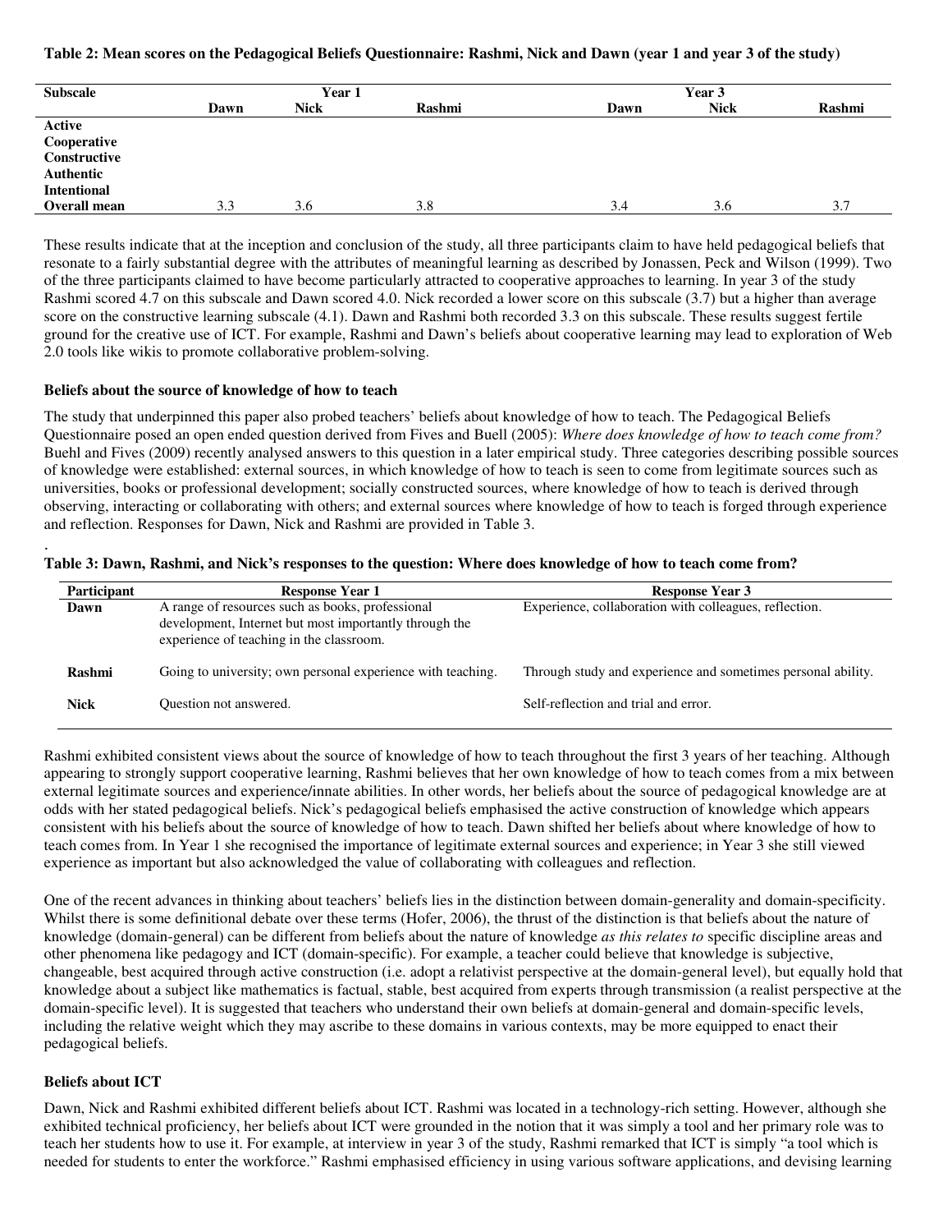**Table 2: Mean scores on the Pedagogical Beliefs Questionnaire: Rashmi, Nick and Dawn (year 1 and year 3 of the study)**

| Subscale | Year 1 | | | Year 3 | | |
|---|---|---|---|---|---|---|
| | Dawn | Nick | Rashmi | Dawn | Nick | Rashmi |
| **Active** | | | | | | |
| **Cooperative** | | | | | | |
| **Constructive** | | | | | | |
| **Authentic** | | | | | | |
| **Intentional** | | | | | | |
| **Overall mean** | 3.3 | 3.6 | 3.8 | 3.4 | 3.6 | 3.7 |

These results indicate that at the inception and conclusion of the study, all three participants claim to have held pedagogical beliefs that resonate to a fairly substantial degree with the attributes of meaningful learning as described by Jonassen, Peck and Wilson (1999). Two of the three participants claimed to have become particularly attracted to cooperative approaches to learning. In year 3 of the study Rashmi scored 4.7 on this subscale and Dawn scored 4.0. Nick recorded a lower score on this subscale (3.7) but a higher than average score on the constructive learning subscale (4.1). Dawn and Rashmi both recorded 3.3 on this subscale. These results suggest fertile ground for the creative use of ICT. For example, Rashmi and Dawn's beliefs about cooperative learning may lead to exploration of Web 2.0 tools like wikis to promote collaborative problem-solving.

### Beliefs about the source of knowledge of how to teach

The study that underpinned this paper also probed teachers' beliefs about knowledge of how to teach. The Pedagogical Beliefs Questionnaire posed an open ended question derived from Fives and Buell (2005): *Where does knowledge of how to teach come from?* Buehl and Fives (2009) recently analysed answers to this question in a later empirical study. Three categories describing possible sources of knowledge were established: external sources, in which knowledge of how to teach is seen to come from legitimate sources such as universities, books or professional development; socially constructed sources, where knowledge of how to teach is derived through observing, interacting or collaborating with others; and external sources where knowledge of how to teach is forged through experience and reflection. Responses for Dawn, Nick and Rashmi are provided in Table 3.

.

**Table 3: Dawn, Rashmi, and Nick's responses to the question: Where does knowledge of how to teach come from?**

| Participant | Response Year 1 | Response Year 3 |
|---|---|---|
| **Dawn** | A range of resources such as books, professional development, Internet but most importantly through the experience of teaching in the classroom. | Experience, collaboration with colleagues, reflection. |
| **Rashmi** | Going to university; own personal experience with teaching. | Through study and experience and sometimes personal ability. |
| **Nick** | Question not answered. | Self-reflection and trial and error. |

Rashmi exhibited consistent views about the source of knowledge of how to teach throughout the first 3 years of her teaching. Although appearing to strongly support cooperative learning, Rashmi believes that her own knowledge of how to teach comes from a mix between external legitimate sources and experience/innate abilities. In other words, her beliefs about the source of pedagogical knowledge are at odds with her stated pedagogical beliefs. Nick's pedagogical beliefs emphasised the active construction of knowledge which appears consistent with his beliefs about the source of knowledge of how to teach. Dawn shifted her beliefs about where knowledge of how to teach comes from. In Year 1 she recognised the importance of legitimate external sources and experience; in Year 3 she still viewed experience as important but also acknowledged the value of collaborating with colleagues and reflection.

One of the recent advances in thinking about teachers' beliefs lies in the distinction between domain-generality and domain-specificity. Whilst there is some definitional debate over these terms (Hofer, 2006), the thrust of the distinction is that beliefs about the nature of knowledge (domain-general) can be different from beliefs about the nature of knowledge *as this relates to* specific discipline areas and other phenomena like pedagogy and ICT (domain-specific). For example, a teacher could believe that knowledge is subjective, changeable, best acquired through active construction (i.e. adopt a relativist perspective at the domain-general level), but equally hold that knowledge about a subject like mathematics is factual, stable, best acquired from experts through transmission (a realist perspective at the domain-specific level). It is suggested that teachers who understand their own beliefs at domain-general and domain-specific levels, including the relative weight which they may ascribe to these domains in various contexts, may be more equipped to enact their pedagogical beliefs.

### Beliefs about ICT

Dawn, Nick and Rashmi exhibited different beliefs about ICT. Rashmi was located in a technology-rich setting. However, although she exhibited technical proficiency, her beliefs about ICT were grounded in the notion that it was simply a tool and her primary role was to teach her students how to use it. For example, at interview in year 3 of the study, Rashmi remarked that ICT is simply "a tool which is needed for students to enter the workforce." Rashmi emphasised efficiency in using various software applications, and devising learning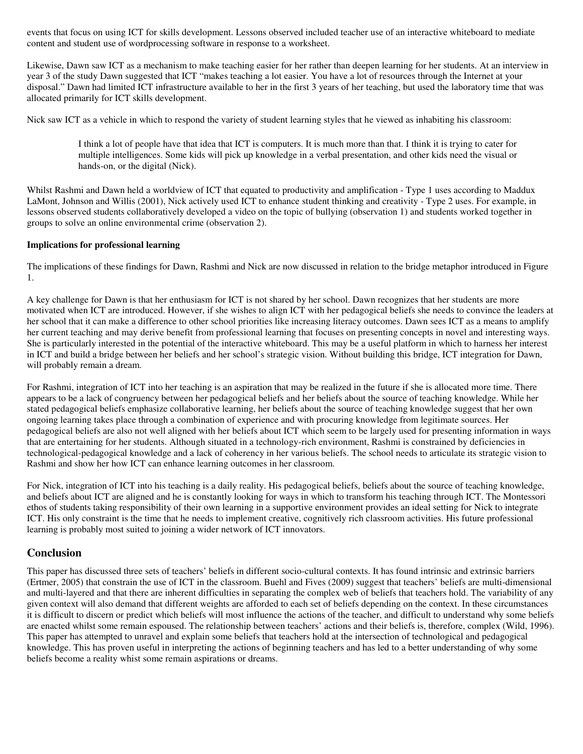events that focus on using ICT for skills development. Lessons observed included teacher use of an interactive whiteboard to mediate content and student use of wordprocessing software in response to a worksheet.

Likewise, Dawn saw ICT as a mechanism to make teaching easier for her rather than deepen learning for her students. At an interview in year 3 of the study Dawn suggested that ICT "makes teaching a lot easier. You have a lot of resources through the Internet at your disposal." Dawn had limited ICT infrastructure available to her in the first 3 years of her teaching, but used the laboratory time that was allocated primarily for ICT skills development.

Nick saw ICT as a vehicle in which to respond the variety of student learning styles that he viewed as inhabiting his classroom:

> I think a lot of people have that idea that ICT is computers. It is much more than that. I think it is trying to cater for multiple intelligences. Some kids will pick up knowledge in a verbal presentation, and other kids need the visual or hands-on, or the digital (Nick).

Whilst Rashmi and Dawn held a worldview of ICT that equated to productivity and amplification - Type 1 uses according to Maddux LaMont, Johnson and Willis (2001), Nick actively used ICT to enhance student thinking and creativity - Type 2 uses. For example, in lessons observed students collaboratively developed a video on the topic of bullying (observation 1) and students worked together in groups to solve an online environmental crime (observation 2).

**Implications for professional learning**

The implications of these findings for Dawn, Rashmi and Nick are now discussed in relation to the bridge metaphor introduced in Figure 1.

A key challenge for Dawn is that her enthusiasm for ICT is not shared by her school. Dawn recognizes that her students are more motivated when ICT are introduced. However, if she wishes to align ICT with her pedagogical beliefs she needs to convince the leaders at her school that it can make a difference to other school priorities like increasing literacy outcomes. Dawn sees ICT as a means to amplify her current teaching and may derive benefit from professional learning that focuses on presenting concepts in novel and interesting ways. She is particularly interested in the potential of the interactive whiteboard. This may be a useful platform in which to harness her interest in ICT and build a bridge between her beliefs and her school's strategic vision. Without building this bridge, ICT integration for Dawn, will probably remain a dream.

For Rashmi, integration of ICT into her teaching is an aspiration that may be realized in the future if she is allocated more time. There appears to be a lack of congruency between her pedagogical beliefs and her beliefs about the source of teaching knowledge. While her stated pedagogical beliefs emphasize collaborative learning, her beliefs about the source of teaching knowledge suggest that her own ongoing learning takes place through a combination of experience and with procuring knowledge from legitimate sources. Her pedagogical beliefs are also not well aligned with her beliefs about ICT which seem to be largely used for presenting information in ways that are entertaining for her students. Although situated in a technology-rich environment, Rashmi is constrained by deficiencies in technological-pedagogical knowledge and a lack of coherency in her various beliefs. The school needs to articulate its strategic vision to Rashmi and show her how ICT can enhance learning outcomes in her classroom.

For Nick, integration of ICT into his teaching is a daily reality. His pedagogical beliefs, beliefs about the source of teaching knowledge, and beliefs about ICT are aligned and he is constantly looking for ways in which to transform his teaching through ICT. The Montessori ethos of students taking responsibility of their own learning in a supportive environment provides an ideal setting for Nick to integrate ICT. His only constraint is the time that he needs to implement creative, cognitively rich classroom activities. His future professional learning is probably most suited to joining a wider network of ICT innovators.

## Conclusion

This paper has discussed three sets of teachers' beliefs in different socio-cultural contexts. It has found intrinsic and extrinsic barriers (Ertmer, 2005) that constrain the use of ICT in the classroom. Buehl and Fives (2009) suggest that teachers' beliefs are multi-dimensional and multi-layered and that there are inherent difficulties in separating the complex web of beliefs that teachers hold. The variability of any given context will also demand that different weights are afforded to each set of beliefs depending on the context. In these circumstances it is difficult to discern or predict which beliefs will most influence the actions of the teacher, and difficult to understand why some beliefs are enacted whilst some remain espoused. The relationship between teachers' actions and their beliefs is, therefore, complex (Wild, 1996). This paper has attempted to unravel and explain some beliefs that teachers hold at the intersection of technological and pedagogical knowledge. This has proven useful in interpreting the actions of beginning teachers and has led to a better understanding of why some beliefs become a reality whist some remain aspirations or dreams.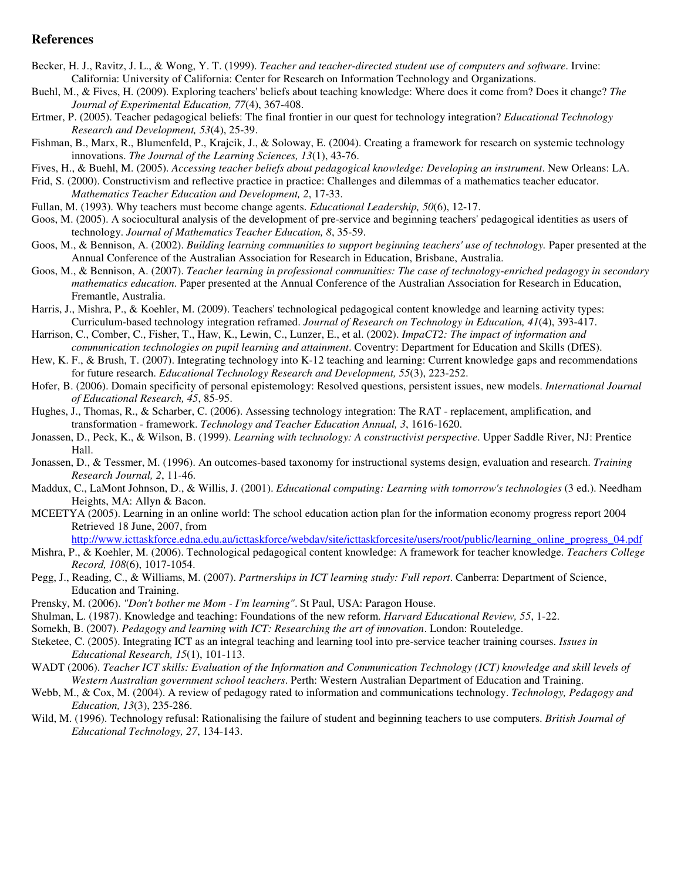## References

Becker, H. J., Ravitz, J. L., & Wong, Y. T. (1999). *Teacher and teacher-directed student use of computers and software*. Irvine: California: University of California: Center for Research on Information Technology and Organizations.

Buehl, M., & Fives, H. (2009). Exploring teachers' beliefs about teaching knowledge: Where does it come from? Does it change? *The Journal of Experimental Education, 77*(4), 367-408.

Ertmer, P. (2005). Teacher pedagogical beliefs: The final frontier in our quest for technology integration? *Educational Technology Research and Development, 53*(4), 25-39.

Fishman, B., Marx, R., Blumenfeld, P., Krajcik, J., & Soloway, E. (2004). Creating a framework for research on systemic technology innovations. *The Journal of the Learning Sciences, 13*(1), 43-76.

Fives, H., & Buehl, M. (2005). *Accessing teacher beliefs about pedagogical knowledge: Developing an instrument*. New Orleans: LA.

Frid, S. (2000). Constructivism and reflective practice in practice: Challenges and dilemmas of a mathematics teacher educator. *Mathematics Teacher Education and Development, 2*, 17-33.

Fullan, M. (1993). Why teachers must become change agents. *Educational Leadership, 50*(6), 12-17.

Goos, M. (2005). A sociocultural analysis of the development of pre-service and beginning teachers' pedagogical identities as users of technology. *Journal of Mathematics Teacher Education, 8*, 35-59.

Goos, M., & Bennison, A. (2002). *Building learning communities to support beginning teachers' use of technology.* Paper presented at the Annual Conference of the Australian Association for Research in Education, Brisbane, Australia.

Goos, M., & Bennison, A. (2007). *Teacher learning in professional communities: The case of technology-enriched pedagogy in secondary mathematics education.* Paper presented at the Annual Conference of the Australian Association for Research in Education, Fremantle, Australia.

Harris, J., Mishra, P., & Koehler, M. (2009). Teachers' technological pedagogical content knowledge and learning activity types: Curriculum-based technology integration reframed. *Journal of Research on Technology in Education, 41*(4), 393-417.

Harrison, C., Comber, C., Fisher, T., Haw, K., Lewin, C., Lunzer, E., et al. (2002). *ImpaCT2: The impact of information and communication technologies on pupil learning and attainment*. Coventry: Department for Education and Skills (DfES).

Hew, K. F., & Brush, T. (2007). Integrating technology into K-12 teaching and learning: Current knowledge gaps and recommendations for future research. *Educational Technology Research and Development, 55*(3), 223-252.

Hofer, B. (2006). Domain specificity of personal epistemology: Resolved questions, persistent issues, new models. *International Journal of Educational Research, 45*, 85-95.

Hughes, J., Thomas, R., & Scharber, C. (2006). Assessing technology integration: The RAT - replacement, amplification, and transformation - framework. *Technology and Teacher Education Annual, 3*, 1616-1620.

Jonassen, D., Peck, K., & Wilson, B. (1999). *Learning with technology: A constructivist perspective*. Upper Saddle River, NJ: Prentice Hall.

Jonassen, D., & Tessmer, M. (1996). An outcomes-based taxonomy for instructional systems design, evaluation and research. *Training Research Journal, 2*, 11-46.

Maddux, C., LaMont Johnson, D., & Willis, J. (2001). *Educational computing: Learning with tomorrow's technologies* (3 ed.). Needham Heights, MA: Allyn & Bacon.

MCEETYA (2005). Learning in an online world: The school education action plan for the information economy progress report 2004 Retrieved 18 June, 2007, from http://www.icttaskforce.edna.edu.au/icttaskforce/webdav/site/icttaskforcesite/users/root/public/learning_online_progress_04.pdf

Mishra, P., & Koehler, M. (2006). Technological pedagogical content knowledge: A framework for teacher knowledge. *Teachers College Record, 108*(6), 1017-1054.

Pegg, J., Reading, C., & Williams, M. (2007). *Partnerships in ICT learning study: Full report*. Canberra: Department of Science, Education and Training.

Prensky, M. (2006). *"Don't bother me Mom - I'm learning"*. St Paul, USA: Paragon House.

Shulman, L. (1987). Knowledge and teaching: Foundations of the new reform. *Harvard Educational Review, 55*, 1-22.

Somekh, B. (2007). *Pedagogy and learning with ICT: Researching the art of innovation*. London: Routeledge.

Steketee, C. (2005). Integrating ICT as an integral teaching and learning tool into pre-service teacher training courses. *Issues in Educational Research, 15*(1), 101-113.

WADT (2006). *Teacher ICT skills: Evaluation of the Information and Communication Technology (ICT) knowledge and skill levels of Western Australian government school teachers*. Perth: Western Australian Department of Education and Training.

Webb, M., & Cox, M. (2004). A review of pedagogy rated to information and communications technology. *Technology, Pedagogy and Education, 13*(3), 235-286.

Wild, M. (1996). Technology refusal: Rationalising the failure of student and beginning teachers to use computers. *British Journal of Educational Technology, 27*, 134-143.